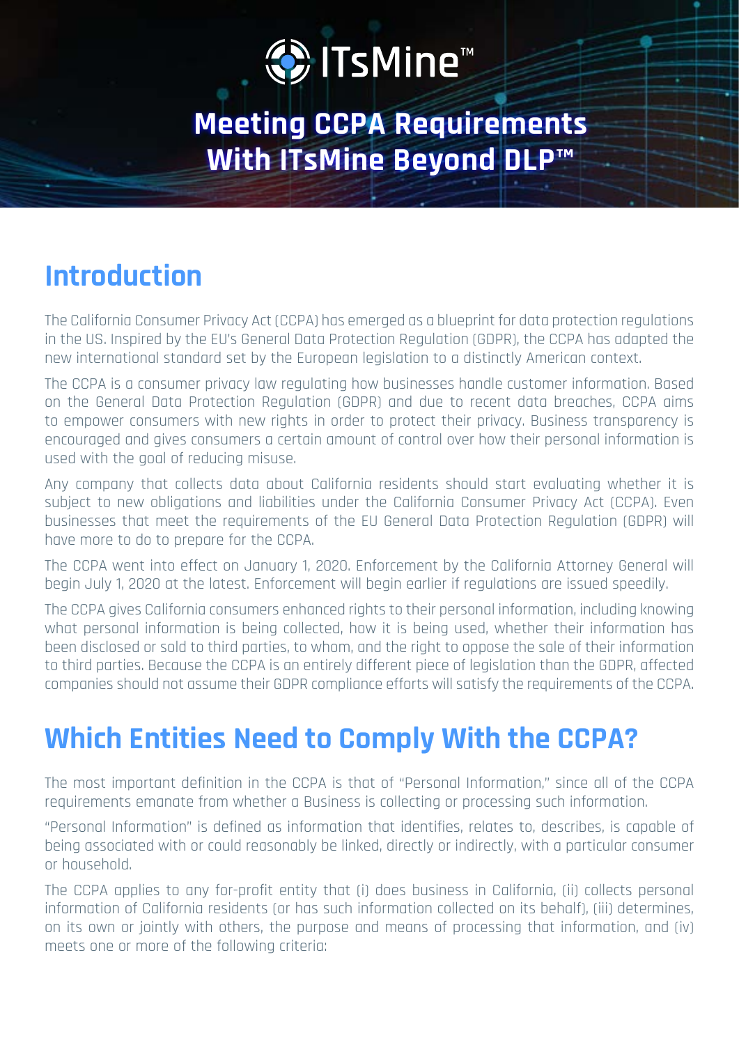# ITsMine™

# Meeting CCPA Requirements With ITsMine Beyond DLP™

## Introduction

The California Consumer Privacy Act (CCPA) has emerged as a blueprint for data protection regulations in the US. Inspired by the EU's General Data Protection Regulation (GDPR), the CCPA has adapted the new international standard set by the European legislation to a distinctly American context.

The CCPA is a consumer privacy law regulating how businesses handle customer information. Based on the General Data Protection Regulation (GDPR) and due to recent data breaches, CCPA aims to empower consumers with new rights in order to protect their privacy. Business transparency is encouraged and gives consumers a certain amount of control over how their personal information is used with the goal of reducing misuse.

Any company that collects data about California residents should start evaluating whether it is subject to new obligations and liabilities under the California Consumer Privacy Act (CCPA). Even businesses that meet the requirements of the EU General Data Protection Regulation (GDPR) will have more to do to prepare for the CCPA.

The CCPA went into effect on January 1, 2020. Enforcement by the California Attorney General will begin July 1, 2020 at the latest. Enforcement will begin earlier if regulations are issued speedily.

The CCPA gives California consumers enhanced rights to their personal information, including knowing what personal information is being collected, how it is being used, whether their information has been disclosed or sold to third parties, to whom, and the right to oppose the sale of their information to third parties. Because the CCPA is an entirely different piece of legislation than the GDPR, affected companies should not assume their GDPR compliance efforts will satisfy the requirements of the CCPA.

## Which Entities Need to Comply With the CCPA?

The most important definition in the CCPA is that of "Personal Information," since all of the CCPA requirements emanate from whether a Business is collecting or processing such information.

"Personal Information" is defined as information that identifies, relates to, describes, is capable of being associated with or could reasonably be linked, directly or indirectly, with a particular consumer or household.

The CCPA applies to any for-profit entity that (i) does business in California, (ii) collects personal information of California residents (or has such information collected on its behalf), (iii) determines, on its own or jointly with others, the purpose and means of processing that information, and (iv) meets one or more of the following criteria: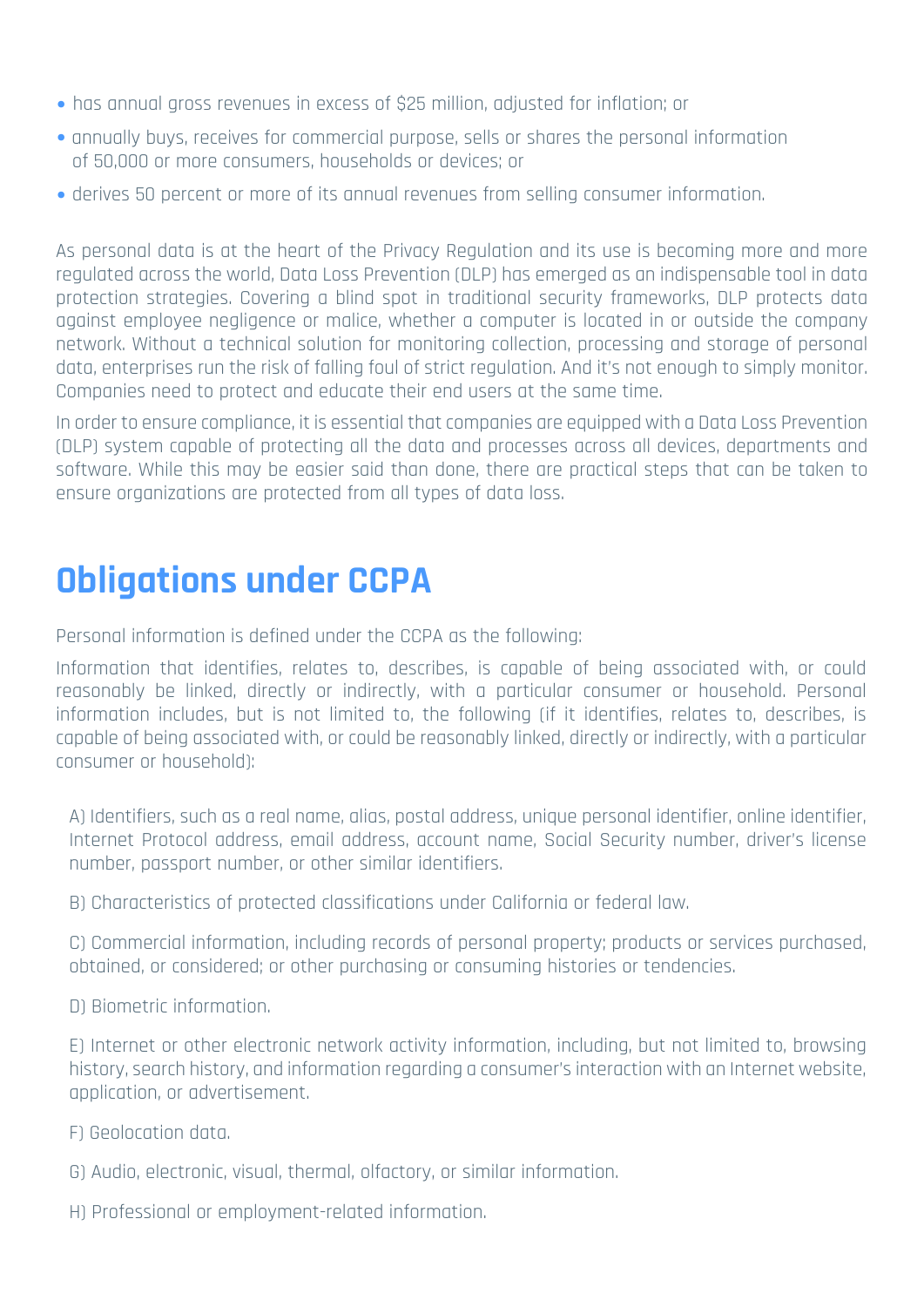- has annual gross revenues in excess of $25 million, adjusted for inflation; or
- annually buys, receives for commercial purpose, sells or shares the personal information of 50,000 or more consumers, households or devices; or
- derives 50 percent or more of its annual revenues from selling consumer information.

As personal data is at the heart of the Privacy Regulation and its use is becoming more and more regulated across the world, Data Loss Prevention (DLP) has emerged as an indispensable tool in data protection strategies. Covering a blind spot in traditional security frameworks, DLP protects data against employee negligence or malice, whether a computer is located in or outside the company network. Without a technical solution for monitoring collection, processing and storage of personal data, enterprises run the risk of falling foul of strict regulation. And it's not enough to simply monitor. Companies need to protect and educate their end users at the same time.

In order to ensure compliance, it is essential that companies are equipped with a Data Loss Prevention (DLP) system capable of protecting all the data and processes across all devices, departments and software. While this may be easier said than done, there are practical steps that can be taken to ensure organizations are protected from all types of data loss.

# Obligations under CCPA

Personal information is defined under the CCPA as the following:

Information that identifies, relates to, describes, is capable of being associated with, or could reasonably be linked, directly or indirectly, with a particular consumer or household. Personal information includes, but is not limited to, the following (if it identifies, relates to, describes, is capable of being associated with, or could be reasonably linked, directly or indirectly, with a particular consumer or household):

A) Identifiers, such as a real name, alias, postal address, unique personal identifier, online identifier, Internet Protocol address, email address, account name, Social Security number, driver's license number, passport number, or other similar identifiers.

B) Characteristics of protected classifications under California or federal law.

C) Commercial information, including records of personal property; products or services purchased, obtained, or considered; or other purchasing or consuming histories or tendencies.

D) Biometric information.

E) Internet or other electronic network activity information, including, but not limited to, browsing history, search history, and information regarding a consumer's interaction with an Internet website, application, or advertisement.

F) Geolocation data.

G) Audio, electronic, visual, thermal, olfactory, or similar information.

H) Professional or employment-related information.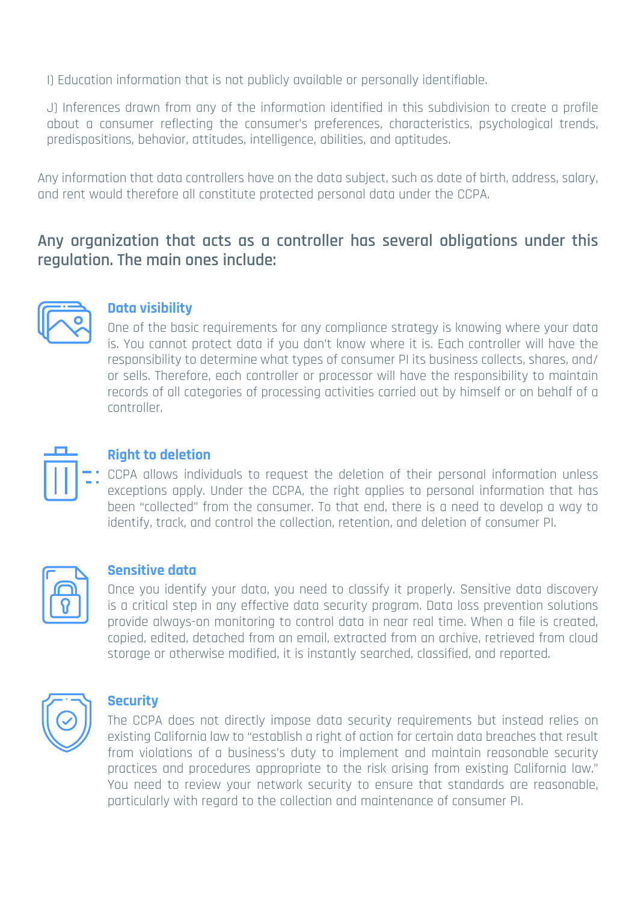I) Education information that is not publicly available or personally identifiable.

J) Inferences drawn from any of the information identified in this subdivision to create a profile about a consumer reflecting the consumer's preferences, characteristics, psychological trends, predispositions, behavior, attitudes, intelligence, abilities, and aptitudes.

Any information that data controllers have on the data subject, such as date of birth, address, salary, and rent would therefore all constitute protected personal data under the CCPA.

## Any organization that acts as a controller has several obligations under this regulation. The main ones include:

### Data visibility

One of the basic requirements for any compliance strategy is knowing where your data is. You cannot protect data if you don't know where it is. Each controller will have the responsibility to determine what types of consumer PI its business collects, shares, and/or sells. Therefore, each controller or processor will have the responsibility to maintain records of all categories of processing activities carried out by himself or on behalf of a controller.

### Right to deletion

CCPA allows individuals to request the deletion of their personal information unless exceptions apply. Under the CCPA, the right applies to personal information that has been "collected" from the consumer. To that end, there is a need to develop a way to identify, track, and control the collection, retention, and deletion of consumer PI.

### Sensitive data

Once you identify your data, you need to classify it properly. Sensitive data discovery is a critical step in any effective data security program. Data loss prevention solutions provide always-on monitoring to control data in near real time. When a file is created, copied, edited, detached from an email, extracted from an archive, retrieved from cloud storage or otherwise modified, it is instantly searched, classified, and reported.

### Security

The CCPA does not directly impose data security requirements but instead relies on existing California law to "establish a right of action for certain data breaches that result from violations of a business's duty to implement and maintain reasonable security practices and procedures appropriate to the risk arising from existing California law." You need to review your network security to ensure that standards are reasonable, particularly with regard to the collection and maintenance of consumer PI.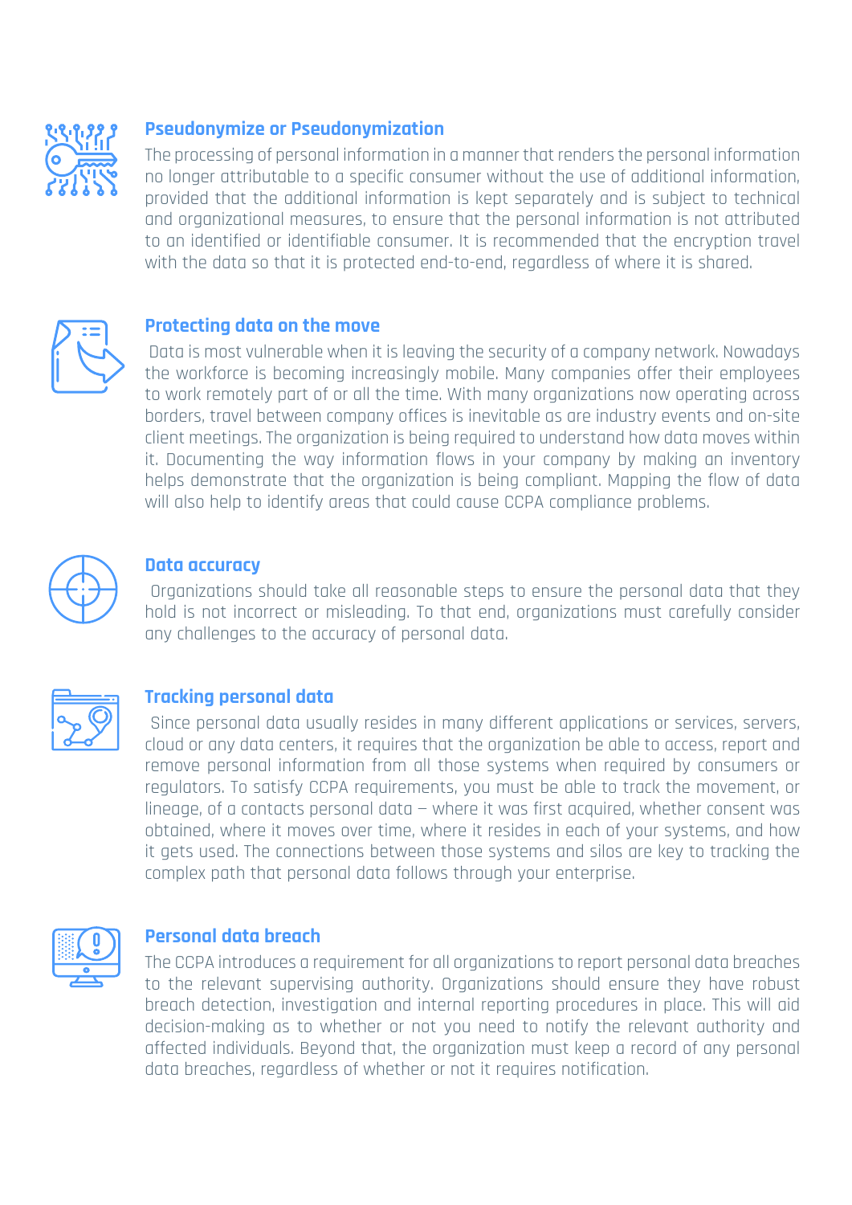### Pseudonymize or Pseudonymization

The processing of personal information in a manner that renders the personal information no longer attributable to a specific consumer without the use of additional information, provided that the additional information is kept separately and is subject to technical and organizational measures, to ensure that the personal information is not attributed to an identified or identifiable consumer. It is recommended that the encryption travel with the data so that it is protected end-to-end, regardless of where it is shared.

### Protecting data on the move

Data is most vulnerable when it is leaving the security of a company network. Nowadays the workforce is becoming increasingly mobile. Many companies offer their employees to work remotely part of or all the time. With many organizations now operating across borders, travel between company offices is inevitable as are industry events and on-site client meetings. The organization is being required to understand how data moves within it. Documenting the way information flows in your company by making an inventory helps demonstrate that the organization is being compliant. Mapping the flow of data will also help to identify areas that could cause CCPA compliance problems.

### Data accuracy

Organizations should take all reasonable steps to ensure the personal data that they hold is not incorrect or misleading. To that end, organizations must carefully consider any challenges to the accuracy of personal data.

### Tracking personal data

Since personal data usually resides in many different applications or services, servers, cloud or any data centers, it requires that the organization be able to access, report and remove personal information from all those systems when required by consumers or regulators. To satisfy CCPA requirements, you must be able to track the movement, or lineage, of a contacts personal data – where it was first acquired, whether consent was obtained, where it moves over time, where it resides in each of your systems, and how it gets used. The connections between those systems and silos are key to tracking the complex path that personal data follows through your enterprise.

### Personal data breach

The CCPA introduces a requirement for all organizations to report personal data breaches to the relevant supervising authority. Organizations should ensure they have robust breach detection, investigation and internal reporting procedures in place. This will aid decision-making as to whether or not you need to notify the relevant authority and affected individuals. Beyond that, the organization must keep a record of any personal data breaches, regardless of whether or not it requires notification.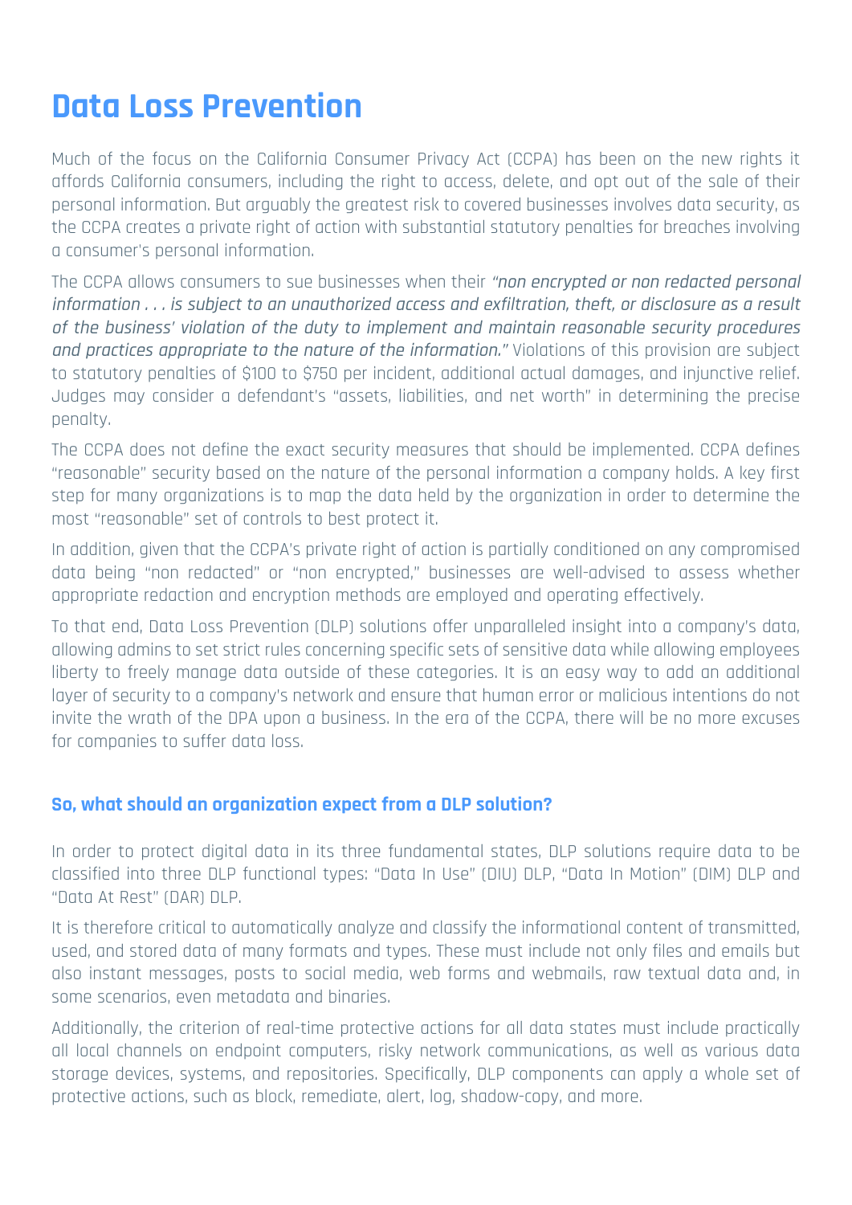# Data Loss Prevention

Much of the focus on the California Consumer Privacy Act (CCPA) has been on the new rights it affords California consumers, including the right to access, delete, and opt out of the sale of their personal information. But arguably the greatest risk to covered businesses involves data security, as the CCPA creates a private right of action with substantial statutory penalties for breaches involving a consumer's personal information.

The CCPA allows consumers to sue businesses when their *"non encrypted or non redacted personal information . . . is subject to an unauthorized access and exfiltration, theft, or disclosure as a result of the business' violation of the duty to implement and maintain reasonable security procedures and practices appropriate to the nature of the information."* Violations of this provision are subject to statutory penalties of $100 to $750 per incident, additional actual damages, and injunctive relief. Judges may consider a defendant's "assets, liabilities, and net worth" in determining the precise penalty.

The CCPA does not define the exact security measures that should be implemented. CCPA defines "reasonable" security based on the nature of the personal information a company holds. A key first step for many organizations is to map the data held by the organization in order to determine the most "reasonable" set of controls to best protect it.

In addition, given that the CCPA's private right of action is partially conditioned on any compromised data being "non redacted" or "non encrypted," businesses are well-advised to assess whether appropriate redaction and encryption methods are employed and operating effectively.

To that end, Data Loss Prevention (DLP) solutions offer unparalleled insight into a company's data, allowing admins to set strict rules concerning specific sets of sensitive data while allowing employees liberty to freely manage data outside of these categories. It is an easy way to add an additional layer of security to a company's network and ensure that human error or malicious intentions do not invite the wrath of the DPA upon a business. In the era of the CCPA, there will be no more excuses for companies to suffer data loss.

### So, what should an organization expect from a DLP solution?

In order to protect digital data in its three fundamental states, DLP solutions require data to be classified into three DLP functional types: "Data In Use" (DIU) DLP, "Data In Motion" (DIM) DLP and "Data At Rest" (DAR) DLP.

It is therefore critical to automatically analyze and classify the informational content of transmitted, used, and stored data of many formats and types. These must include not only files and emails but also instant messages, posts to social media, web forms and webmails, raw textual data and, in some scenarios, even metadata and binaries.

Additionally, the criterion of real-time protective actions for all data states must include practically all local channels on endpoint computers, risky network communications, as well as various data storage devices, systems, and repositories. Specifically, DLP components can apply a whole set of protective actions, such as block, remediate, alert, log, shadow-copy, and more.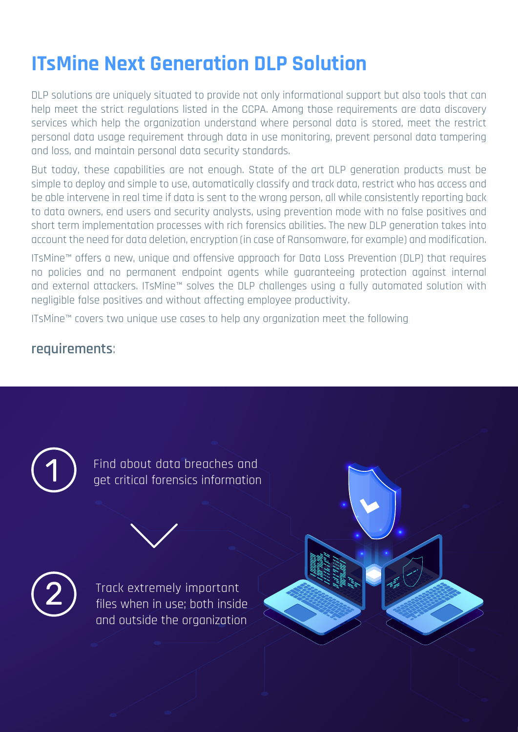# ITsMine Next Generation DLP Solution

DLP solutions are uniquely situated to provide not only informational support but also tools that can help meet the strict regulations listed in the CCPA. Among those requirements are data discovery services which help the organization understand where personal data is stored, meet the restrict personal data usage requirement through data in use monitoring, prevent personal data tampering and loss, and maintain personal data security standards.

But today, these capabilities are not enough. State of the art DLP generation products must be simple to deploy and simple to use, automatically classify and track data, restrict who has access and be able intervene in real time if data is sent to the wrong person, all while consistently reporting back to data owners, end users and security analysts, using prevention mode with no false positives and short term implementation processes with rich forensics abilities. The new DLP generation takes into account the need for data deletion, encryption (in case of Ransomware, for example) and modification.

ITsMine™ offers a new, unique and offensive approach for Data Loss Prevention (DLP) that requires no policies and no permanent endpoint agents while guaranteeing protection against internal and external attackers. ITsMine™ solves the DLP challenges using a fully automated solution with negligible false positives and without affecting employee productivity.

ITsMine™ covers two unique use cases to help any organization meet the following

**requirements**:

1. Find about data breaches and get critical forensics information
2. Track extremely important files when in use; both inside and outside the organization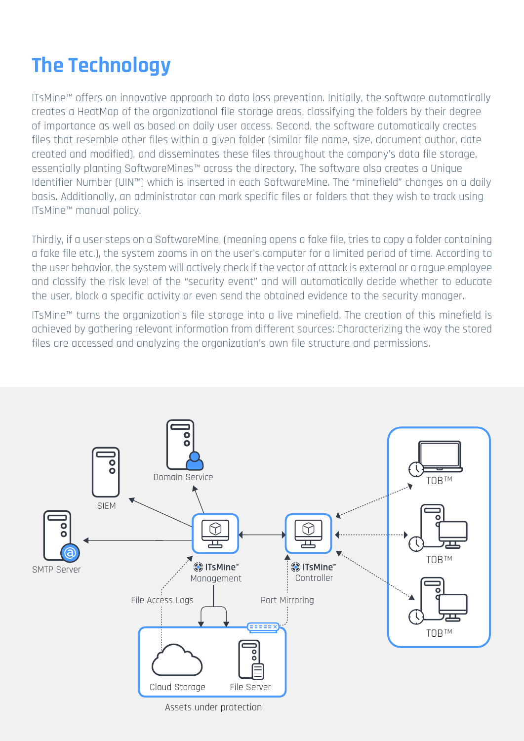# The Technology

ITsMine™ offers an innovative approach to data loss prevention. Initially, the software automatically creates a HeatMap of the organizational file storage areas, classifying the folders by their degree of importance as well as based on daily user access. Second, the software automatically creates files that resemble other files within a given folder (similar file name, size, document author, date created and modified), and disseminates these files throughout the company's data file storage, essentially planting SoftwareMines™ across the directory. The software also creates a Unique Identifier Number (UIN™) which is inserted in each SoftwareMine. The "minefield" changes on a daily basis. Additionally, an administrator can mark specific files or folders that they wish to track using ITsMine™ manual policy.

Thirdly, if a user steps on a SoftwareMine, (meaning opens a fake file, tries to copy a folder containing a fake file etc.), the system zooms in on the user's computer for a limited period of time. According to the user behavior, the system will actively check if the vector of attack is external or a rogue employee and classify the risk level of the "security event" and will automatically decide whether to educate the user, block a specific activity or even send the obtained evidence to the security manager.

ITsMine™ turns the organization's file storage into a live minefield. The creation of this minefield is achieved by gathering relevant information from different sources: Characterizing the way the stored files are accessed and analyzing the organization's own file structure and permissions.

Domain Service

SIEM

SMTP Server

ITsMine™ Management

ITsMine™ Controller

File Access Logs

Port Mirroring

TOB™

TOB™

TOB™

Cloud Storage

File Server

Assets under protection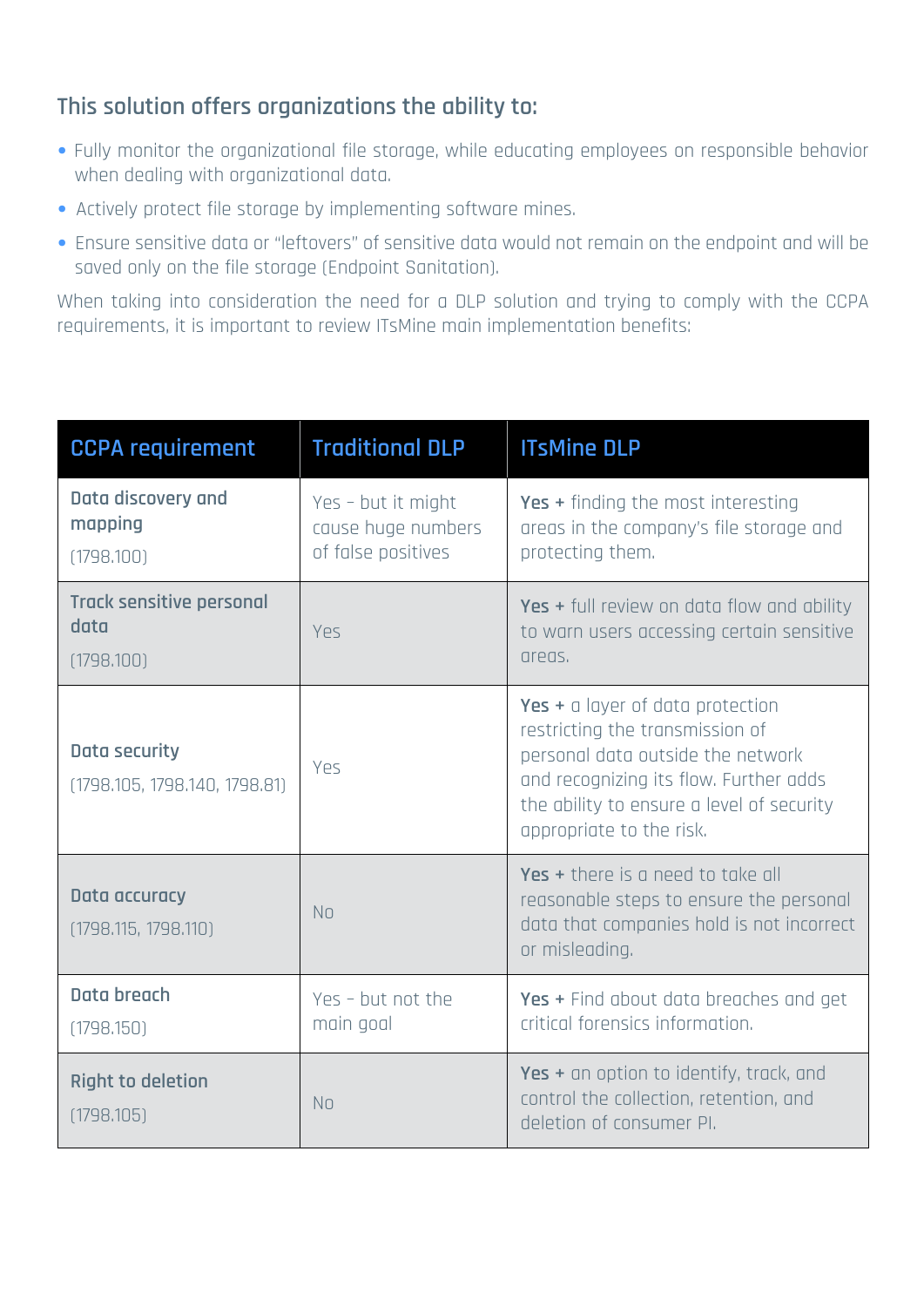### This solution offers organizations the ability to:

- Fully monitor the organizational file storage, while educating employees on responsible behavior when dealing with organizational data.
- Actively protect file storage by implementing software mines.
- Ensure sensitive data or "leftovers" of sensitive data would not remain on the endpoint and will be saved only on the file storage (Endpoint Sanitation).

When taking into consideration the need for a DLP solution and trying to comply with the CCPA requirements, it is important to review ITsMine main implementation benefits:

| CCPA requirement | Traditional DLP | ITsMine DLP |
|---|---|---|
| **Data discovery and mapping** (1798.100) | Yes - but it might cause huge numbers of false positives | **Yes +** finding the most interesting areas in the company's file storage and protecting them. |
| **Track sensitive personal data** (1798.100) | Yes | **Yes +** full review on data flow and ability to warn users accessing certain sensitive areas. |
| **Data security** (1798.105, 1798.140, 1798.81) | Yes | **Yes +** a layer of data protection restricting the transmission of personal data outside the network and recognizing its flow. Further adds the ability to ensure a level of security appropriate to the risk. |
| **Data accuracy** (1798.115, 1798.110) | No | **Yes +** there is a need to take all reasonable steps to ensure the personal data that companies hold is not incorrect or misleading. |
| **Data breach** (1798.150) | Yes - but not the main goal | **Yes +** Find about data breaches and get critical forensics information. |
| **Right to deletion** (1798.105) | No | **Yes +** an option to identify, track, and control the collection, retention, and deletion of consumer PI. |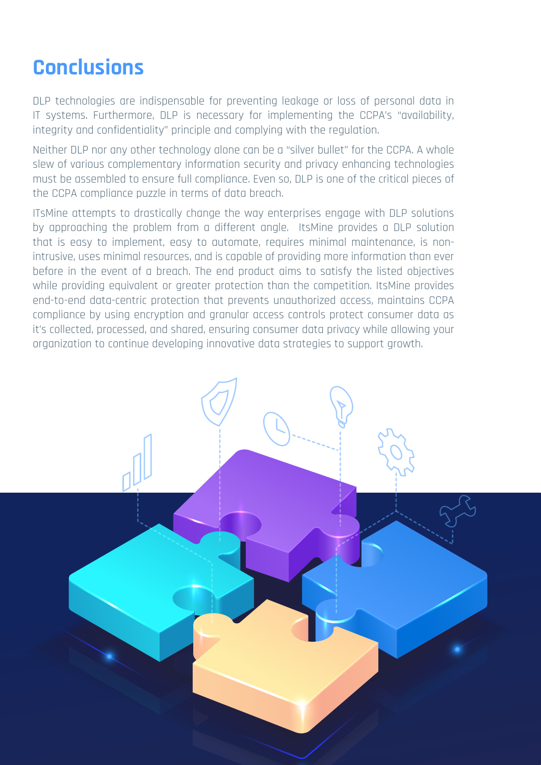# Conclusions

DLP technologies are indispensable for preventing leakage or loss of personal data in IT systems. Furthermore, DLP is necessary for implementing the CCPA's "availability, integrity and confidentiality" principle and complying with the regulation.

Neither DLP nor any other technology alone can be a "silver bullet" for the CCPA. A whole slew of various complementary information security and privacy enhancing technologies must be assembled to ensure full compliance. Even so, DLP is one of the critical pieces of the CCPA compliance puzzle in terms of data breach.

ITsMine attempts to drastically change the way enterprises engage with DLP solutions by approaching the problem from a different angle.  ItsMine provides a DLP solution that is easy to implement, easy to automate, requires minimal maintenance, is non-intrusive, uses minimal resources, and is capable of providing more information than ever before in the event of a breach. The end product aims to satisfy the listed objectives while providing equivalent or greater protection than the competition. ItsMine provides end-to-end data-centric protection that prevents unauthorized access, maintains CCPA compliance by using encryption and granular access controls protect consumer data as it's collected, processed, and shared, ensuring consumer data privacy while allowing your organization to continue developing innovative data strategies to support growth.